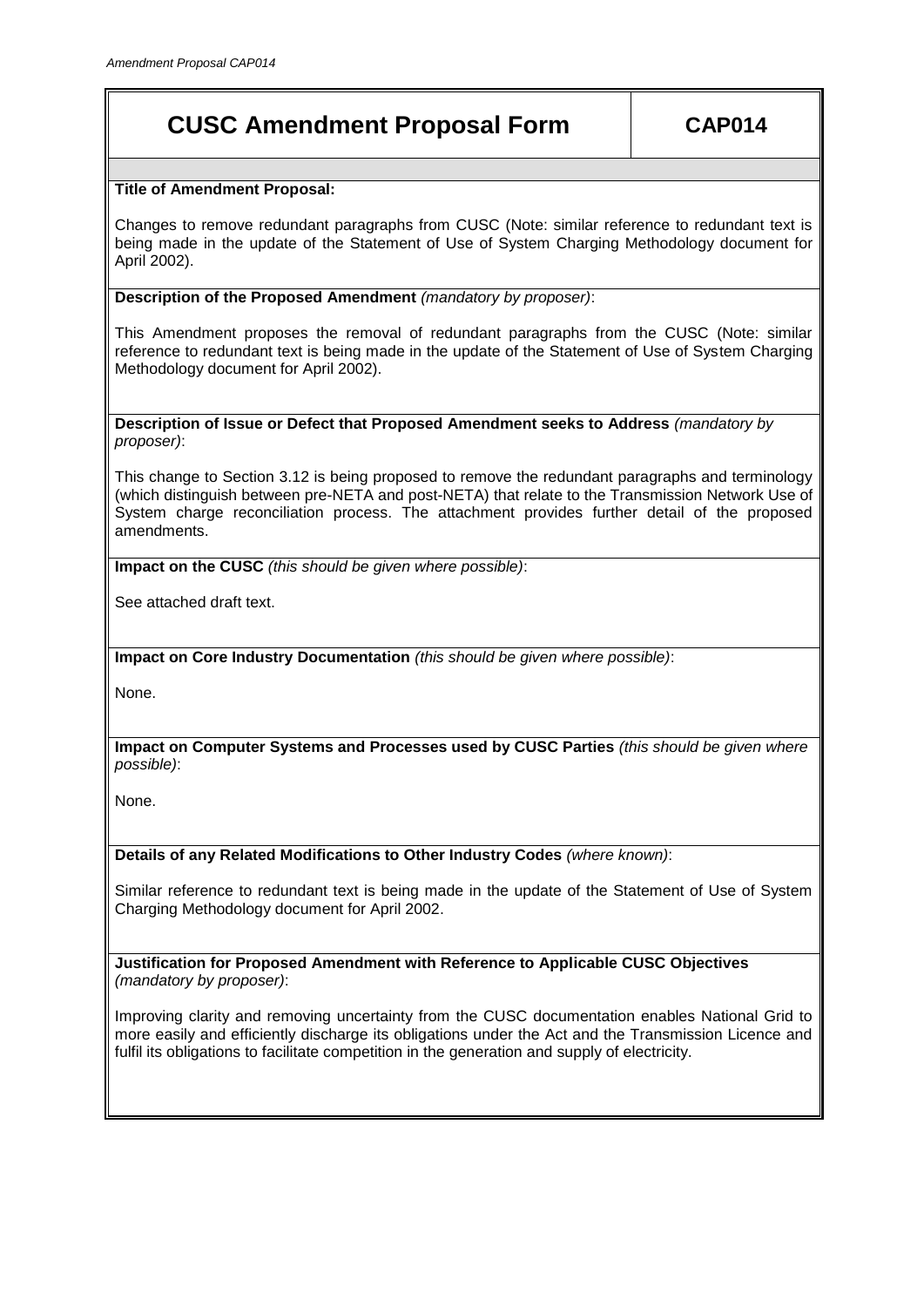# CUSC Amendment Proposal Form — CAP014

**Title of Amendment Proposal:**

Changes to remove redundant paragraphs from CUSC (Note: similar reference to redundant text is being made in the update of the Statement of Use of System Charging Methodology document for April 2002).

**Description of the Proposed Amendment** *(mandatory by proposer)*:

This Amendment proposes the removal of redundant paragraphs from the CUSC (Note: similar reference to redundant text is being made in the update of the Statement of Use of System Charging Methodology document for April 2002).

**Description of Issue or Defect that Proposed Amendment seeks to Address** *(mandatory by proposer)*:

This change to Section 3.12 is being proposed to remove the redundant paragraphs and terminology (which distinguish between pre-NETA and post-NETA) that relate to the Transmission Network Use of System charge reconciliation process. The attachment provides further detail of the proposed amendments.

**Impact on the CUSC** *(this should be given where possible)*:

See attached draft text.

**Impact on Core Industry Documentation** *(this should be given where possible)*:

None.

**Impact on Computer Systems and Processes used by CUSC Parties** *(this should be given where possible)*:

None.

**Details of any Related Modifications to Other Industry Codes** *(where known)*:

Similar reference to redundant text is being made in the update of the Statement of Use of System Charging Methodology document for April 2002.

**Justification for Proposed Amendment with Reference to Applicable CUSC Objectives** *(mandatory by proposer)*:

Improving clarity and removing uncertainty from the CUSC documentation enables National Grid to more easily and efficiently discharge its obligations under the Act and the Transmission Licence and fulfil its obligations to facilitate competition in the generation and supply of electricity.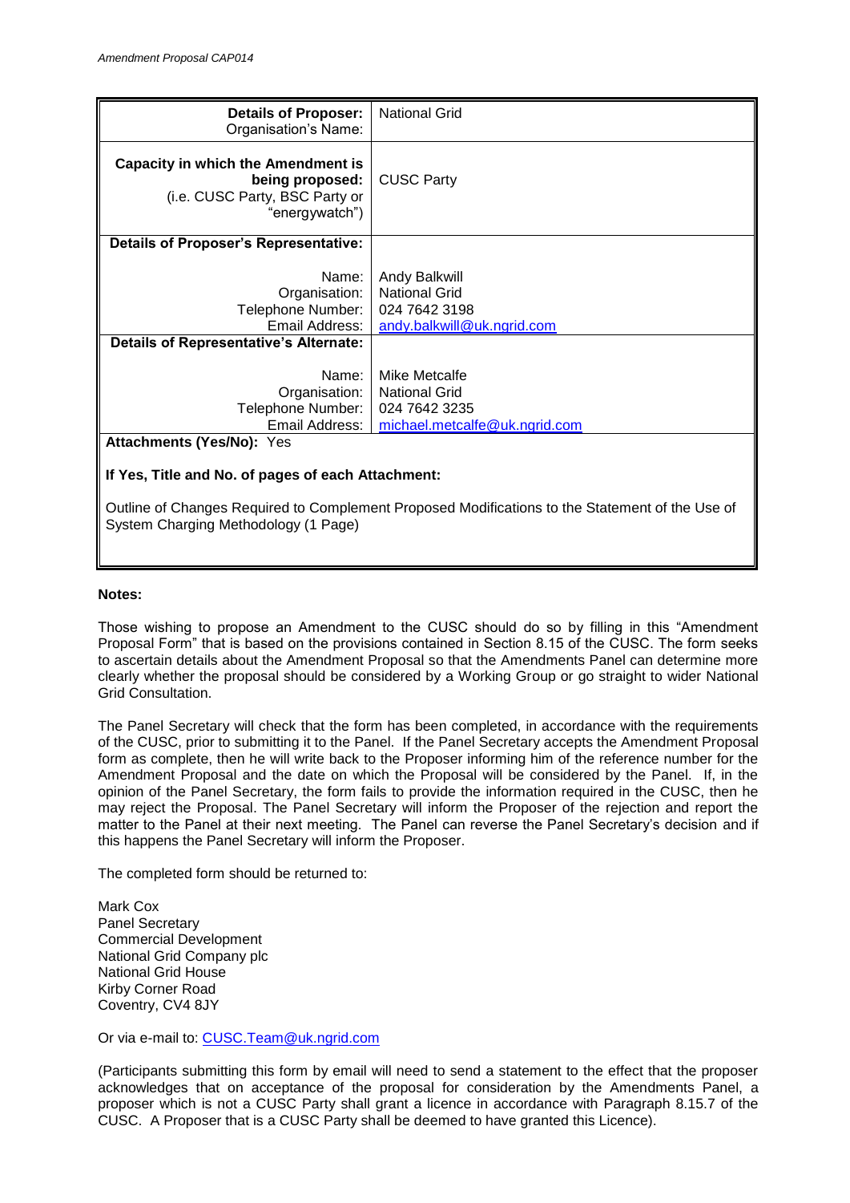| **Details of Proposer:** Organisation's Name: | National Grid |
| --- | --- |
| **Capacity in which the Amendment is being proposed:** (i.e. CUSC Party, BSC Party or "energywatch") | CUSC Party |
| **Details of Proposer's Representative:** | |
| Name: Organisation: Telephone Number: Email Address: | Andy Balkwill National Grid 024 7642 3198 andy.balkwill@uk.ngrid.com |
| **Details of Representative's Alternate:** | |
| Name: Organisation: Telephone Number: Email Address: | Mike Metcalfe National Grid 024 7642 3235 michael.metcalfe@uk.ngrid.com |

**Attachments (Yes/No):** Yes

**If Yes, Title and No. of pages of each Attachment:**

Outline of Changes Required to Complement Proposed Modifications to the Statement of the Use of System Charging Methodology (1 Page)

**Notes:**

Those wishing to propose an Amendment to the CUSC should do so by filling in this "Amendment Proposal Form" that is based on the provisions contained in Section 8.15 of the CUSC. The form seeks to ascertain details about the Amendment Proposal so that the Amendments Panel can determine more clearly whether the proposal should be considered by a Working Group or go straight to wider National Grid Consultation.

The Panel Secretary will check that the form has been completed, in accordance with the requirements of the CUSC, prior to submitting it to the Panel. If the Panel Secretary accepts the Amendment Proposal form as complete, then he will write back to the Proposer informing him of the reference number for the Amendment Proposal and the date on which the Proposal will be considered by the Panel. If, in the opinion of the Panel Secretary, the form fails to provide the information required in the CUSC, then he may reject the Proposal. The Panel Secretary will inform the Proposer of the rejection and report the matter to the Panel at their next meeting. The Panel can reverse the Panel Secretary's decision and if this happens the Panel Secretary will inform the Proposer.

The completed form should be returned to:

Mark Cox
Panel Secretary
Commercial Development
National Grid Company plc
National Grid House
Kirby Corner Road
Coventry, CV4 8JY

Or via e-mail to: CUSC.Team@uk.ngrid.com

(Participants submitting this form by email will need to send a statement to the effect that the proposer acknowledges that on acceptance of the proposal for consideration by the Amendments Panel, a proposer which is not a CUSC Party shall grant a licence in accordance with Paragraph 8.15.7 of the CUSC. A Proposer that is a CUSC Party shall be deemed to have granted this Licence).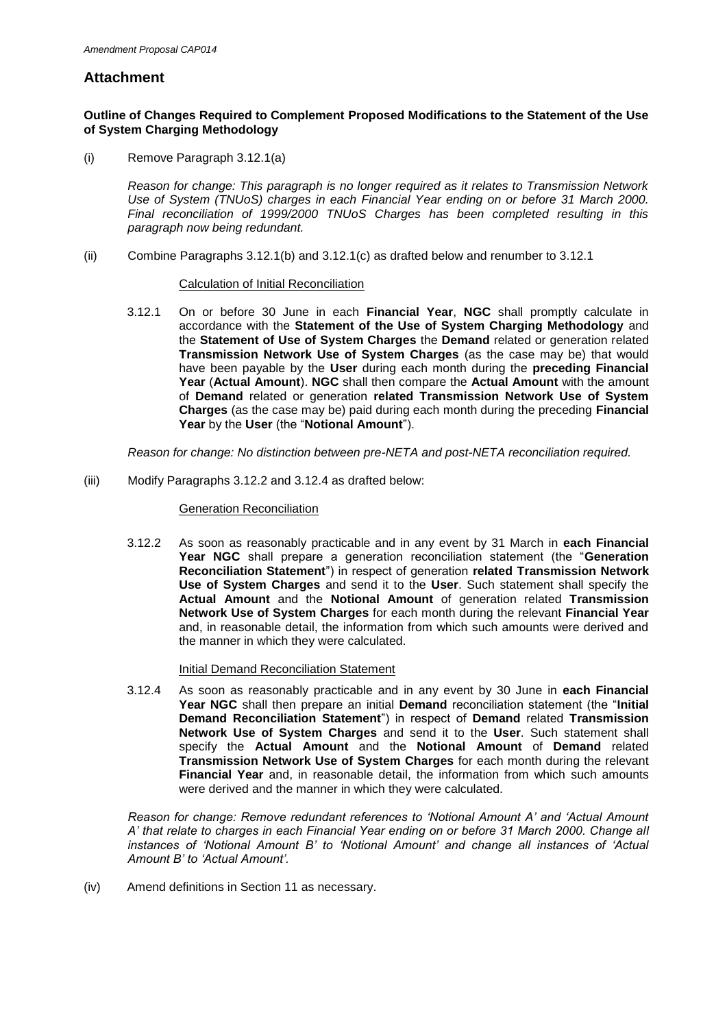## Attachment

**Outline of Changes Required to Complement Proposed Modifications to the Statement of the Use of System Charging Methodology**

(i) Remove Paragraph 3.12.1(a)

*Reason for change: This paragraph is no longer required as it relates to Transmission Network Use of System (TNUoS) charges in each Financial Year ending on or before 31 March 2000. Final reconciliation of 1999/2000 TNUoS Charges has been completed resulting in this paragraph now being redundant.*

(ii) Combine Paragraphs 3.12.1(b) and 3.12.1(c) as drafted below and renumber to 3.12.1

Calculation of Initial Reconciliation

3.12.1 On or before 30 June in each **Financial Year**, **NGC** shall promptly calculate in accordance with the **Statement of the Use of System Charging Methodology** and the **Statement of Use of System Charges** the **Demand** related or generation related **Transmission Network Use of System Charges** (as the case may be) that would have been payable by the **User** during each month during the **preceding Financial Year** (**Actual Amount**). **NGC** shall then compare the **Actual Amount** with the amount of **Demand** related or generation **related Transmission Network Use of System Charges** (as the case may be) paid during each month during the preceding **Financial Year** by the **User** (the "**Notional Amount**").

*Reason for change: No distinction between pre-NETA and post-NETA reconciliation required.*

(iii) Modify Paragraphs 3.12.2 and 3.12.4 as drafted below:

Generation Reconciliation

3.12.2 As soon as reasonably practicable and in any event by 31 March in **each Financial Year NGC** shall prepare a generation reconciliation statement (the "**Generation Reconciliation Statement**") in respect of generation **related Transmission Network Use of System Charges** and send it to the **User**. Such statement shall specify the **Actual Amount** and the **Notional Amount** of generation related **Transmission Network Use of System Charges** for each month during the relevant **Financial Year** and, in reasonable detail, the information from which such amounts were derived and the manner in which they were calculated.

Initial Demand Reconciliation Statement

3.12.4 As soon as reasonably practicable and in any event by 30 June in **each Financial Year NGC** shall then prepare an initial **Demand** reconciliation statement (the "**Initial Demand Reconciliation Statement**") in respect of **Demand** related **Transmission Network Use of System Charges** and send it to the **User**. Such statement shall specify the **Actual Amount** and the **Notional Amount** of **Demand** related **Transmission Network Use of System Charges** for each month during the relevant **Financial Year** and, in reasonable detail, the information from which such amounts were derived and the manner in which they were calculated.

*Reason for change: Remove redundant references to 'Notional Amount A' and 'Actual Amount A' that relate to charges in each Financial Year ending on or before 31 March 2000. Change all instances of 'Notional Amount B' to 'Notional Amount' and change all instances of 'Actual Amount B' to 'Actual Amount'.*

(iv) Amend definitions in Section 11 as necessary.